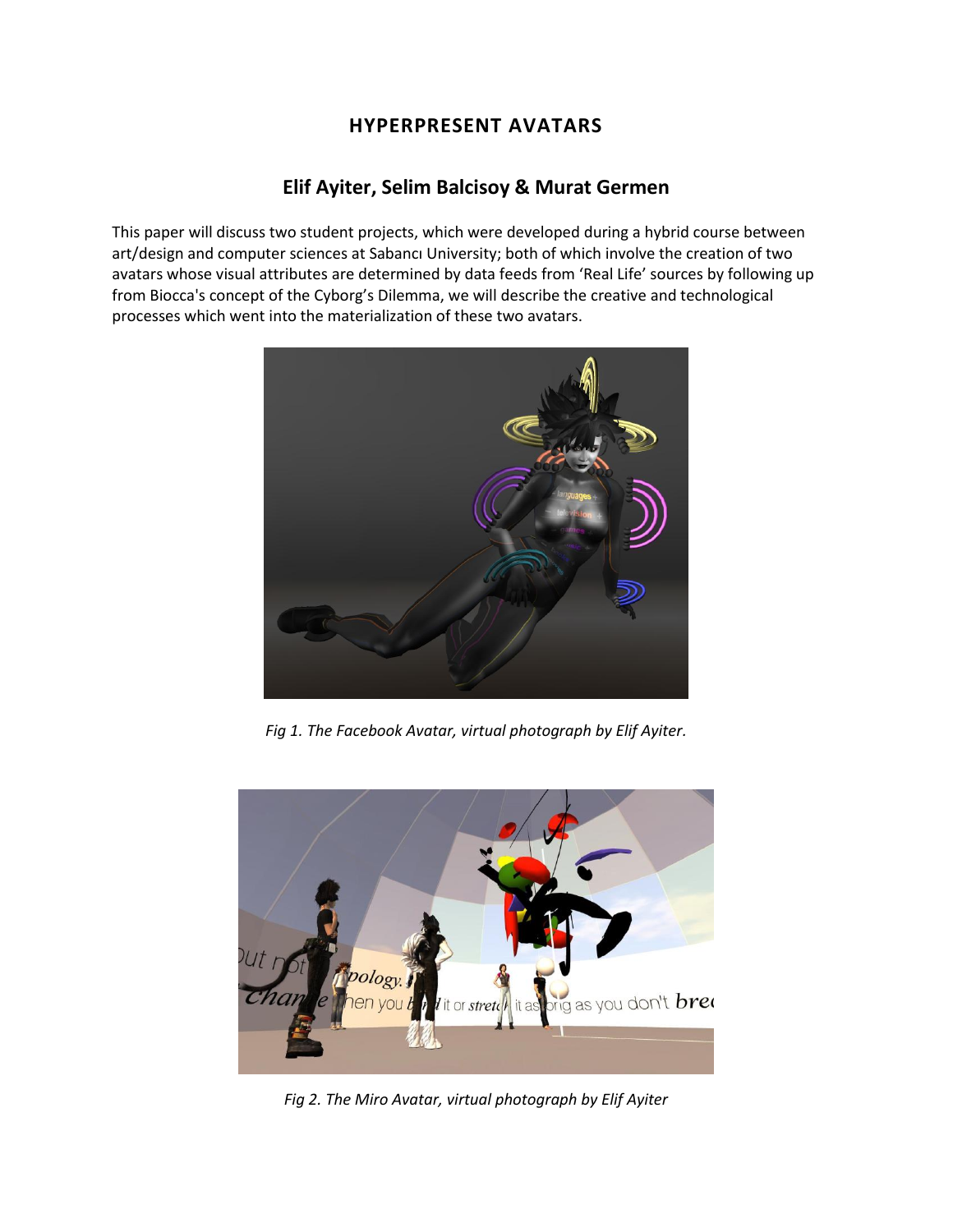# HYPERPRESENT AVATARS

## Elif Ayiter, Selim Balcisoy & Murat Germen

This paper will discuss two student projects, which were developed during a hybrid course between art/design and computer sciences at Sabancı University; both of which involve the creation of two avatars whose visual attributes are determined by data feeds from 'Real Life' sources by following up from Biocca's concept of the Cyborg's Dilemma, we will describe the creative and technological processes which went into the materialization of these two avatars.

*Fig 1. The Facebook Avatar, virtual photograph by Elif Ayiter.*

*Fig 2. The Miro Avatar, virtual photograph by Elif Ayiter*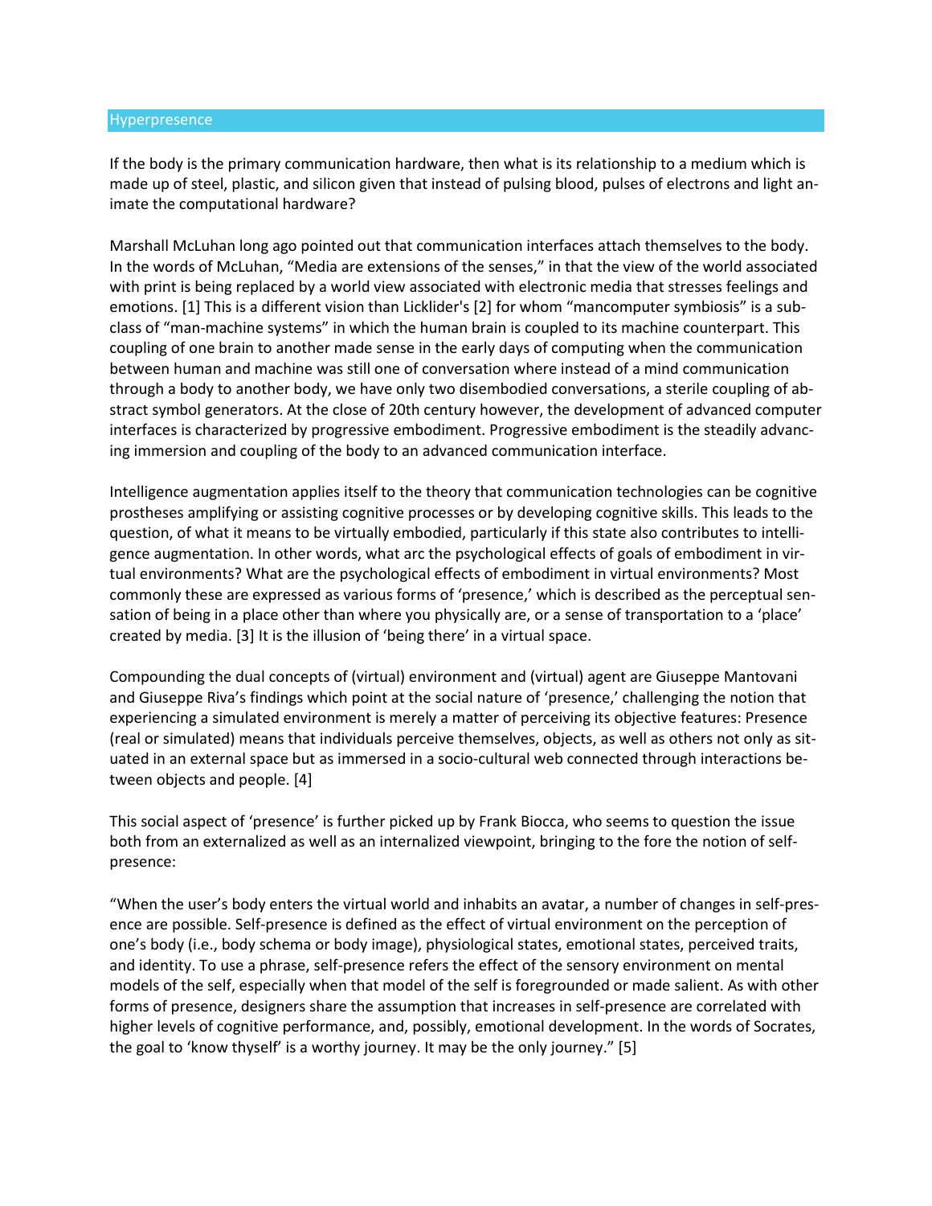## Hyperpresence

If the body is the primary communication hardware, then what is its relationship to a medium which is made up of steel, plastic, and silicon given that instead of pulsing blood, pulses of electrons and light animate the computational hardware?

Marshall McLuhan long ago pointed out that communication interfaces attach themselves to the body. In the words of McLuhan, "Media are extensions of the senses," in that the view of the world associated with print is being replaced by a world view associated with electronic media that stresses feelings and emotions. [1] This is a different vision than Licklider's [2] for whom "mancomputer symbiosis" is a subclass of "man-machine systems" in which the human brain is coupled to its machine counterpart. This coupling of one brain to another made sense in the early days of computing when the communication between human and machine was still one of conversation where instead of a mind communication through a body to another body, we have only two disembodied conversations, a sterile coupling of abstract symbol generators. At the close of 20th century however, the development of advanced computer interfaces is characterized by progressive embodiment. Progressive embodiment is the steadily advancing immersion and coupling of the body to an advanced communication interface.

Intelligence augmentation applies itself to the theory that communication technologies can be cognitive prostheses amplifying or assisting cognitive processes or by developing cognitive skills. This leads to the question, of what it means to be virtually embodied, particularly if this state also contributes to intelligence augmentation. In other words, what arc the psychological effects of goals of embodiment in virtual environments? What are the psychological effects of embodiment in virtual environments? Most commonly these are expressed as various forms of 'presence,' which is described as the perceptual sensation of being in a place other than where you physically are, or a sense of transportation to a 'place' created by media. [3] It is the illusion of 'being there' in a virtual space.

Compounding the dual concepts of (virtual) environment and (virtual) agent are Giuseppe Mantovani and Giuseppe Riva's findings which point at the social nature of 'presence,' challenging the notion that experiencing a simulated environment is merely a matter of perceiving its objective features: Presence (real or simulated) means that individuals perceive themselves, objects, as well as others not only as situated in an external space but as immersed in a socio-cultural web connected through interactions between objects and people. [4]

This social aspect of 'presence' is further picked up by Frank Biocca, who seems to question the issue both from an externalized as well as an internalized viewpoint, bringing to the fore the notion of self-presence:

"When the user's body enters the virtual world and inhabits an avatar, a number of changes in self-presence are possible. Self-presence is defined as the effect of virtual environment on the perception of one's body (i.e., body schema or body image), physiological states, emotional states, perceived traits, and identity. To use a phrase, self-presence refers the effect of the sensory environment on mental models of the self, especially when that model of the self is foregrounded or made salient. As with other forms of presence, designers share the assumption that increases in self-presence are correlated with higher levels of cognitive performance, and, possibly, emotional development. In the words of Socrates, the goal to 'know thyself' is a worthy journey. It may be the only journey." [5]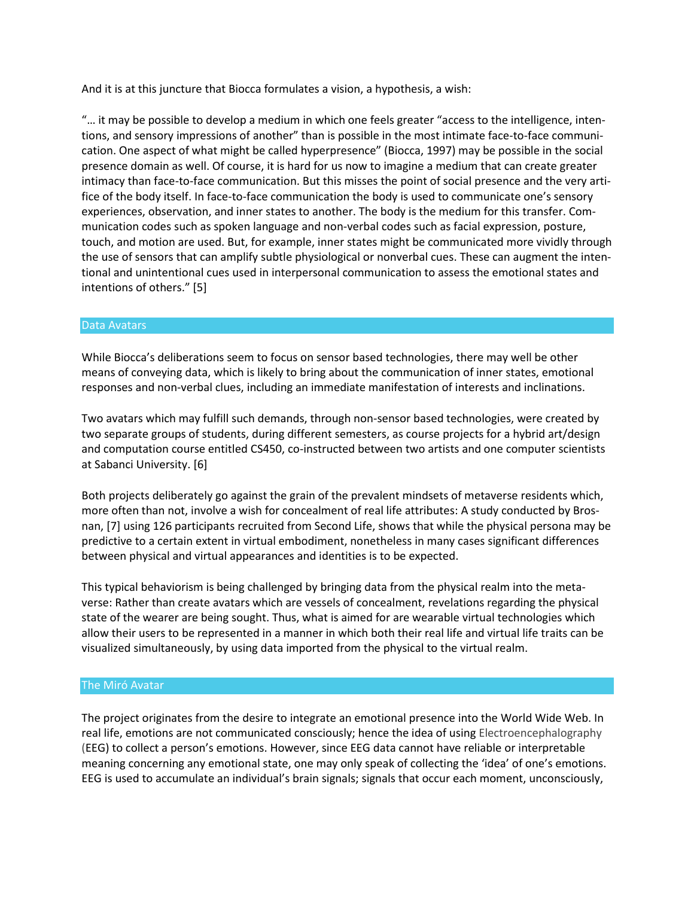And it is at this juncture that Biocca formulates a vision, a hypothesis, a wish:

"… it may be possible to develop a medium in which one feels greater "access to the intelligence, intentions, and sensory impressions of another" than is possible in the most intimate face-to-face communication. One aspect of what might be called hyperpresence" (Biocca, 1997) may be possible in the social presence domain as well. Of course, it is hard for us now to imagine a medium that can create greater intimacy than face-to-face communication. But this misses the point of social presence and the very artifice of the body itself. In face-to-face communication the body is used to communicate one's sensory experiences, observation, and inner states to another. The body is the medium for this transfer. Communication codes such as spoken language and non-verbal codes such as facial expression, posture, touch, and motion are used. But, for example, inner states might be communicated more vividly through the use of sensors that can amplify subtle physiological or nonverbal cues. These can augment the intentional and unintentional cues used in interpersonal communication to assess the emotional states and intentions of others." [5]

## Data Avatars

While Biocca's deliberations seem to focus on sensor based technologies, there may well be other means of conveying data, which is likely to bring about the communication of inner states, emotional responses and non-verbal clues, including an immediate manifestation of interests and inclinations.

Two avatars which may fulfill such demands, through non-sensor based technologies, were created by two separate groups of students, during different semesters, as course projects for a hybrid art/design and computation course entitled CS450, co-instructed between two artists and one computer scientists at Sabanci University. [6]

Both projects deliberately go against the grain of the prevalent mindsets of metaverse residents which, more often than not, involve a wish for concealment of real life attributes: A study conducted by Brosnan, [7] using 126 participants recruited from Second Life, shows that while the physical persona may be predictive to a certain extent in virtual embodiment, nonetheless in many cases significant differences between physical and virtual appearances and identities is to be expected.

This typical behaviorism is being challenged by bringing data from the physical realm into the metaverse: Rather than create avatars which are vessels of concealment, revelations regarding the physical state of the wearer are being sought. Thus, what is aimed for are wearable virtual technologies which allow their users to be represented in a manner in which both their real life and virtual life traits can be visualized simultaneously, by using data imported from the physical to the virtual realm.

## The Miró Avatar

The project originates from the desire to integrate an emotional presence into the World Wide Web. In real life, emotions are not communicated consciously; hence the idea of using Electroencephalography (EEG) to collect a person's emotions. However, since EEG data cannot have reliable or interpretable meaning concerning any emotional state, one may only speak of collecting the 'idea' of one's emotions. EEG is used to accumulate an individual's brain signals; signals that occur each moment, unconsciously,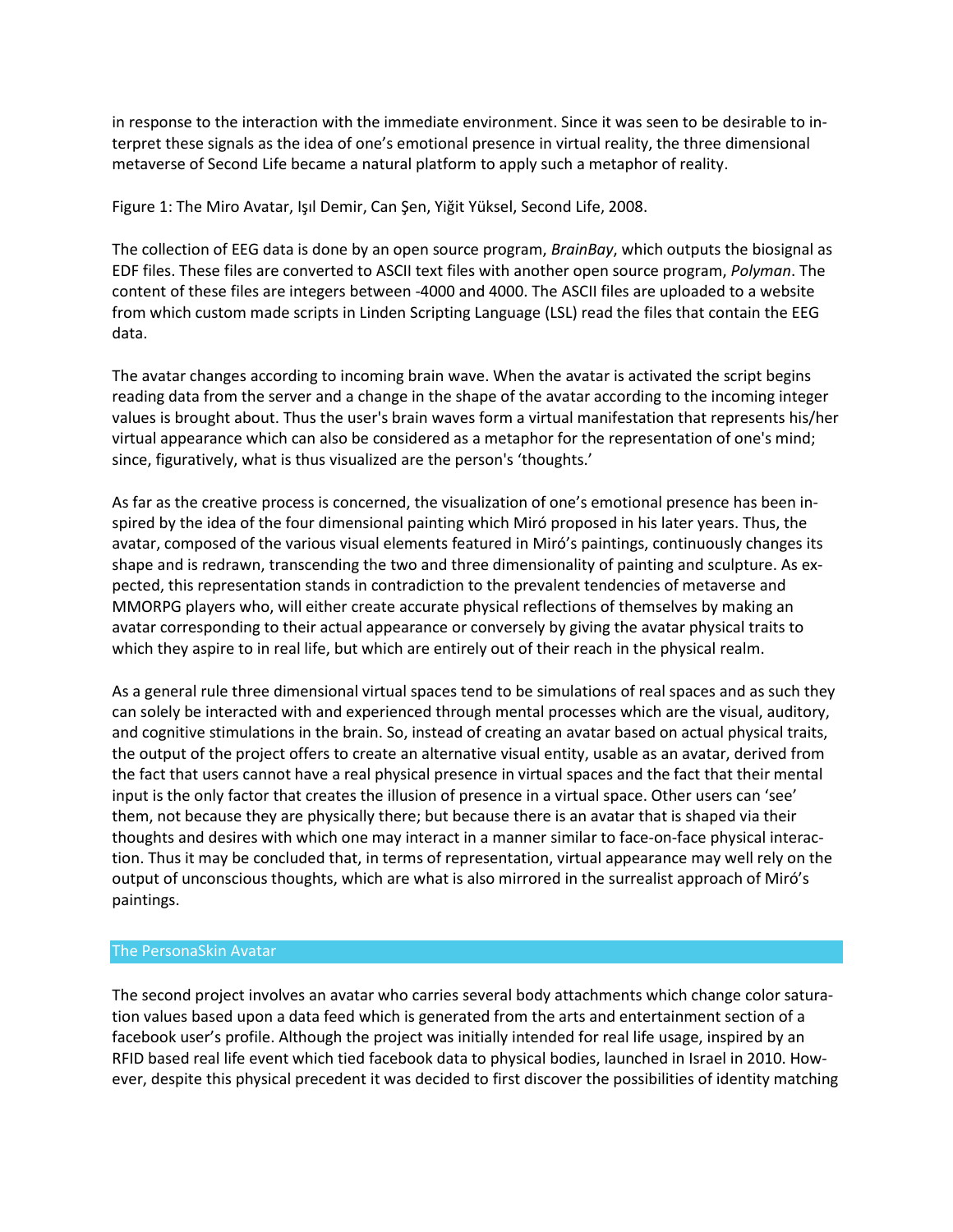in response to the interaction with the immediate environment. Since it was seen to be desirable to interpret these signals as the idea of one's emotional presence in virtual reality, the three dimensional metaverse of Second Life became a natural platform to apply such a metaphor of reality.

Figure 1: The Miro Avatar, Işıl Demir, Can Şen, Yiğit Yüksel, Second Life, 2008.

The collection of EEG data is done by an open source program, *BrainBay*, which outputs the biosignal as EDF files. These files are converted to ASCII text files with another open source program, *Polyman*. The content of these files are integers between -4000 and 4000. The ASCII files are uploaded to a website from which custom made scripts in Linden Scripting Language (LSL) read the files that contain the EEG data.

The avatar changes according to incoming brain wave. When the avatar is activated the script begins reading data from the server and a change in the shape of the avatar according to the incoming integer values is brought about. Thus the user's brain waves form a virtual manifestation that represents his/her virtual appearance which can also be considered as a metaphor for the representation of one's mind; since, figuratively, what is thus visualized are the person's 'thoughts.'

As far as the creative process is concerned, the visualization of one's emotional presence has been inspired by the idea of the four dimensional painting which Miró proposed in his later years. Thus, the avatar, composed of the various visual elements featured in Miró's paintings, continuously changes its shape and is redrawn, transcending the two and three dimensionality of painting and sculpture. As expected, this representation stands in contradiction to the prevalent tendencies of metaverse and MMORPG players who, will either create accurate physical reflections of themselves by making an avatar corresponding to their actual appearance or conversely by giving the avatar physical traits to which they aspire to in real life, but which are entirely out of their reach in the physical realm.

As a general rule three dimensional virtual spaces tend to be simulations of real spaces and as such they can solely be interacted with and experienced through mental processes which are the visual, auditory, and cognitive stimulations in the brain. So, instead of creating an avatar based on actual physical traits, the output of the project offers to create an alternative visual entity, usable as an avatar, derived from the fact that users cannot have a real physical presence in virtual spaces and the fact that their mental input is the only factor that creates the illusion of presence in a virtual space. Other users can 'see' them, not because they are physically there; but because there is an avatar that is shaped via their thoughts and desires with which one may interact in a manner similar to face-on-face physical interaction. Thus it may be concluded that, in terms of representation, virtual appearance may well rely on the output of unconscious thoughts, which are what is also mirrored in the surrealist approach of Miró's paintings.

## The PersonaSkin Avatar

The second project involves an avatar who carries several body attachments which change color saturation values based upon a data feed which is generated from the arts and entertainment section of a facebook user's profile. Although the project was initially intended for real life usage, inspired by an RFID based real life event which tied facebook data to physical bodies, launched in Israel in 2010. However, despite this physical precedent it was decided to first discover the possibilities of identity matching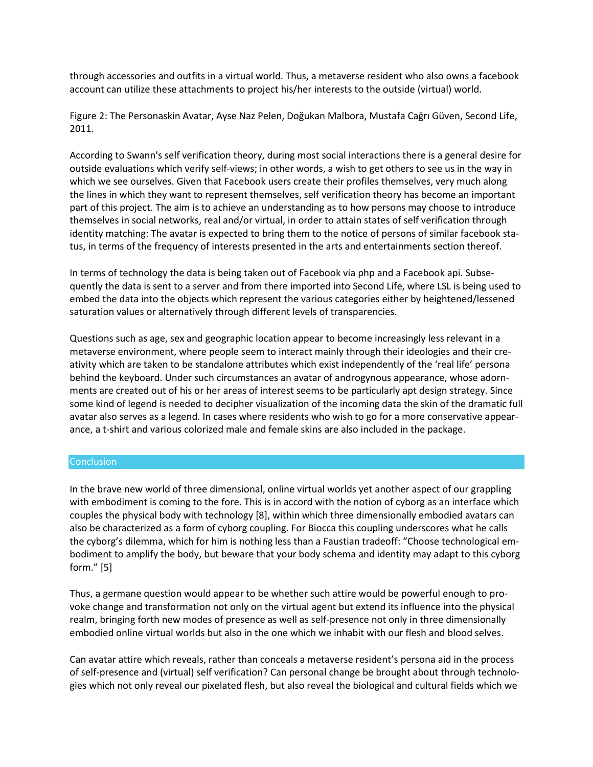through accessories and outfits in a virtual world. Thus, a metaverse resident who also owns a facebook account can utilize these attachments to project his/her interests to the outside (virtual) world.

Figure 2: The Personaskin Avatar, Ayse Naz Pelen, Doğukan Malbora, Mustafa Cağrı Güven, Second Life, 2011.

According to Swann's self verification theory, during most social interactions there is a general desire for outside evaluations which verify self-views; in other words, a wish to get others to see us in the way in which we see ourselves. Given that Facebook users create their profiles themselves, very much along the lines in which they want to represent themselves, self verification theory has become an important part of this project. The aim is to achieve an understanding as to how persons may choose to introduce themselves in social networks, real and/or virtual, in order to attain states of self verification through identity matching: The avatar is expected to bring them to the notice of persons of similar facebook status, in terms of the frequency of interests presented in the arts and entertainments section thereof.

In terms of technology the data is being taken out of Facebook via php and a Facebook api. Subsequently the data is sent to a server and from there imported into Second Life, where LSL is being used to embed the data into the objects which represent the various categories either by heightened/lessened saturation values or alternatively through different levels of transparencies.

Questions such as age, sex and geographic location appear to become increasingly less relevant in a metaverse environment, where people seem to interact mainly through their ideologies and their creativity which are taken to be standalone attributes which exist independently of the 'real life' persona behind the keyboard. Under such circumstances an avatar of androgynous appearance, whose adornments are created out of his or her areas of interest seems to be particularly apt design strategy. Since some kind of legend is needed to decipher visualization of the incoming data the skin of the dramatic full avatar also serves as a legend. In cases where residents who wish to go for a more conservative appearance, a t-shirt and various colorized male and female skins are also included in the package.

## Conclusion

In the brave new world of three dimensional, online virtual worlds yet another aspect of our grappling with embodiment is coming to the fore. This is in accord with the notion of cyborg as an interface which couples the physical body with technology [8], within which three dimensionally embodied avatars can also be characterized as a form of cyborg coupling. For Biocca this coupling underscores what he calls the cyborg's dilemma, which for him is nothing less than a Faustian tradeoff: "Choose technological embodiment to amplify the body, but beware that your body schema and identity may adapt to this cyborg form." [5]

Thus, a germane question would appear to be whether such attire would be powerful enough to provoke change and transformation not only on the virtual agent but extend its influence into the physical realm, bringing forth new modes of presence as well as self-presence not only in three dimensionally embodied online virtual worlds but also in the one which we inhabit with our flesh and blood selves.

Can avatar attire which reveals, rather than conceals a metaverse resident's persona aid in the process of self-presence and (virtual) self verification? Can personal change be brought about through technologies which not only reveal our pixelated flesh, but also reveal the biological and cultural fields which we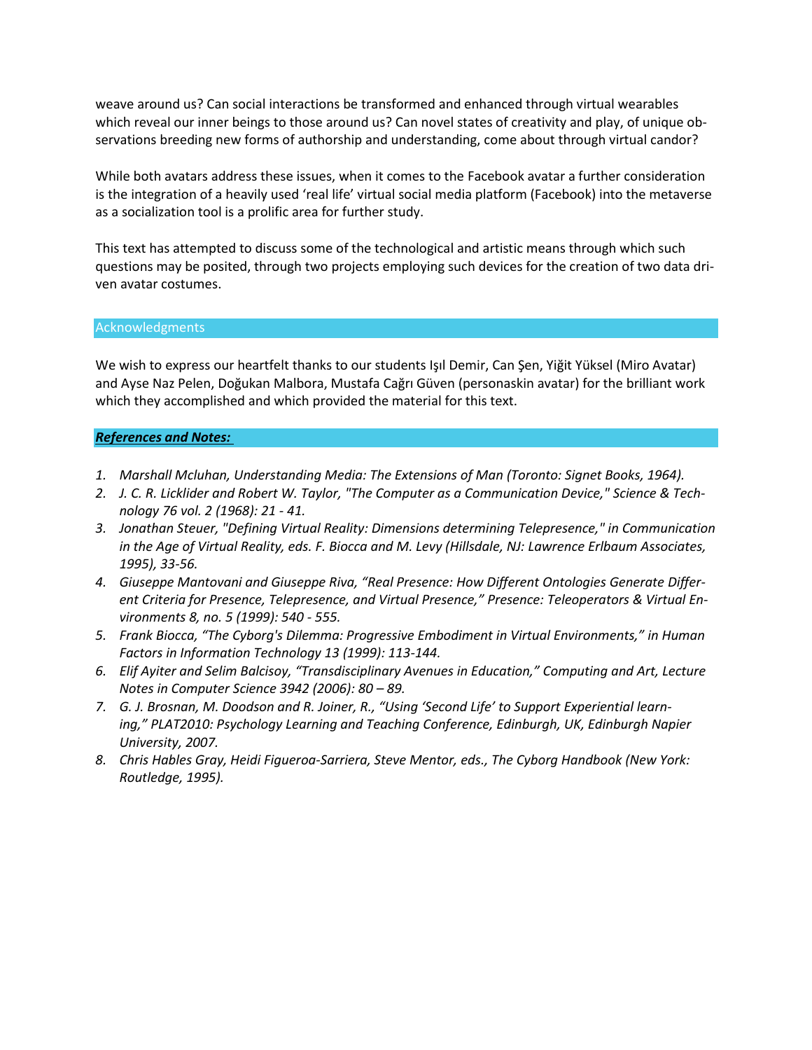weave around us? Can social interactions be transformed and enhanced through virtual wearables which reveal our inner beings to those around us? Can novel states of creativity and play, of unique observations breeding new forms of authorship and understanding, come about through virtual candor?

While both avatars address these issues, when it comes to the Facebook avatar a further consideration is the integration of a heavily used 'real life' virtual social media platform (Facebook) into the metaverse as a socialization tool is a prolific area for further study.

This text has attempted to discuss some of the technological and artistic means through which such questions may be posited, through two projects employing such devices for the creation of two data driven avatar costumes.

## Acknowledgments

We wish to express our heartfelt thanks to our students Işıl Demir, Can Şen, Yiğit Yüksel (Miro Avatar) and Ayse Naz Pelen, Doğukan Malbora, Mustafa Cağrı Güven (personaskin avatar) for the brilliant work which they accomplished and which provided the material for this text.

## ***References and Notes:***

1. *Marshall Mcluhan, Understanding Media: The Extensions of Man (Toronto: Signet Books, 1964).*
2. *J. C. R. Licklider and Robert W. Taylor, "The Computer as a Communication Device," Science & Technology 76 vol. 2 (1968): 21 - 41.*
3. *Jonathan Steuer, "Defining Virtual Reality: Dimensions determining Telepresence," in Communication in the Age of Virtual Reality, eds. F. Biocca and M. Levy (Hillsdale, NJ: Lawrence Erlbaum Associates, 1995), 33-56.*
4. *Giuseppe Mantovani and Giuseppe Riva, "Real Presence: How Different Ontologies Generate Different Criteria for Presence, Telepresence, and Virtual Presence," Presence: Teleoperators & Virtual Environments 8, no. 5 (1999): 540 - 555.*
5. *Frank Biocca, "The Cyborg's Dilemma: Progressive Embodiment in Virtual Environments," in Human Factors in Information Technology 13 (1999): 113-144.*
6. *Elif Ayiter and Selim Balcisoy, "Transdisciplinary Avenues in Education," Computing and Art, Lecture Notes in Computer Science 3942 (2006): 80 – 89.*
7. *G. J. Brosnan, M. Doodson and R. Joiner, R., "Using 'Second Life' to Support Experiential learning," PLAT2010: Psychology Learning and Teaching Conference, Edinburgh, UK, Edinburgh Napier University, 2007.*
8. *Chris Hables Gray, Heidi Figueroa-Sarriera, Steve Mentor, eds., The Cyborg Handbook (New York: Routledge, 1995).*